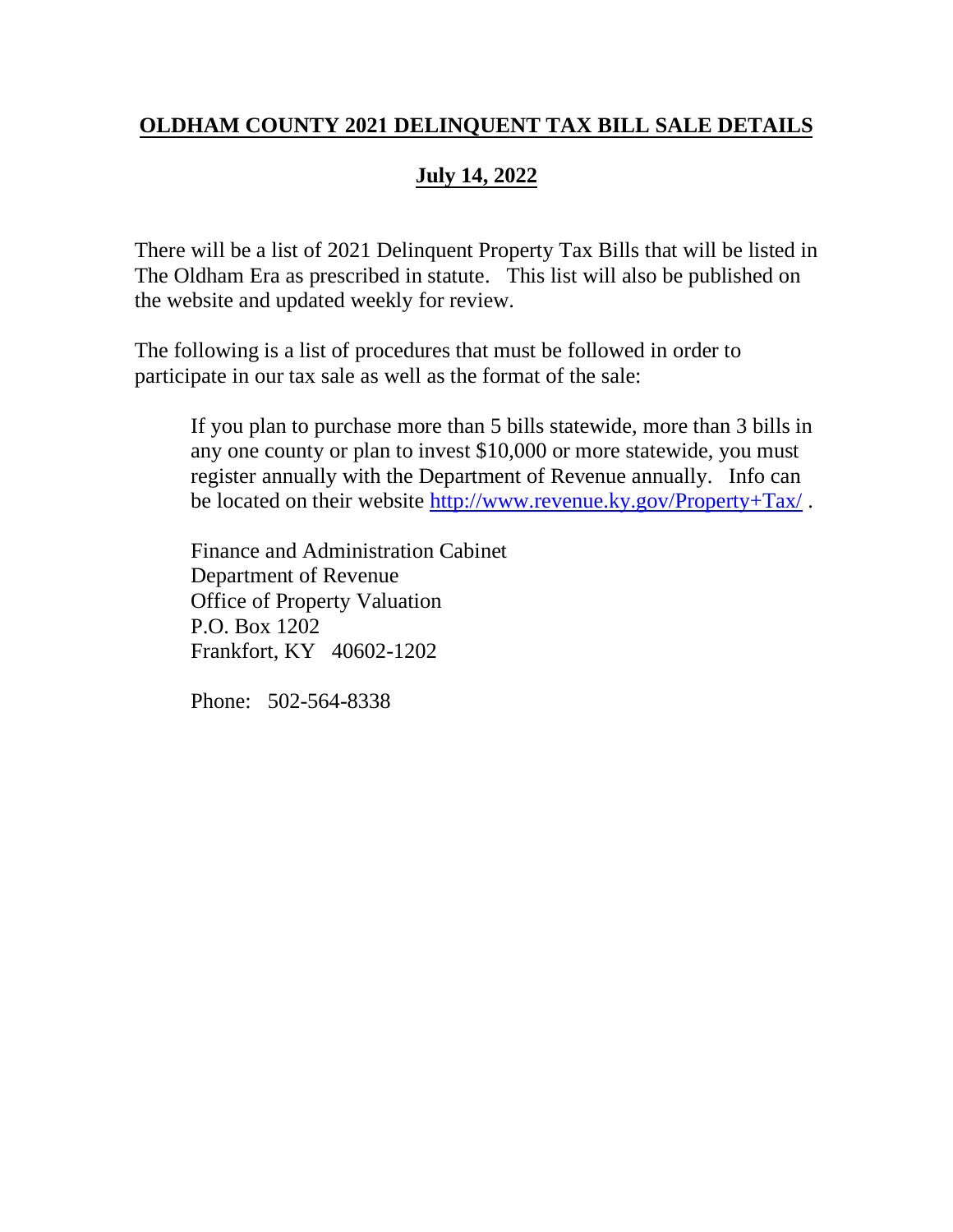# OLDHAM COUNTY 2021 DELINQUENT TAX BILL SALE DETAILS

## July 14, 2022

There will be a list of 2021 Delinquent Property Tax Bills that will be listed in The Oldham Era as prescribed in statute. This list will also be published on the website and updated weekly for review.

The following is a list of procedures that must be followed in order to participate in our tax sale as well as the format of the sale:

> If you plan to purchase more than 5 bills statewide, more than 3 bills in any one county or plan to invest $10,000 or more statewide, you must register annually with the Department of Revenue annually. Info can be located on their website http://www.revenue.ky.gov/Property+Tax/ .
>
> Finance and Administration Cabinet
> Department of Revenue
> Office of Property Valuation
> P.O. Box 1202
> Frankfort, KY 40602-1202
>
> Phone: 502-564-8338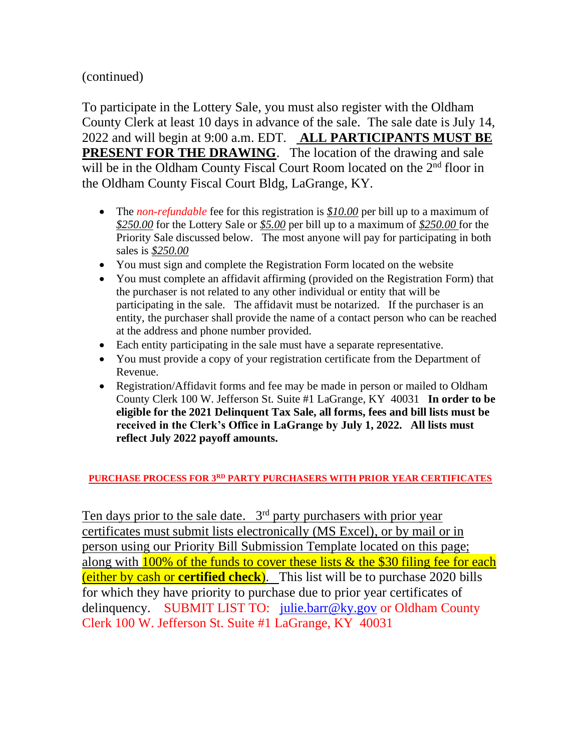(continued)

To participate in the Lottery Sale, you must also register with the Oldham County Clerk at least 10 days in advance of the sale. The sale date is July 14, 2022 and will begin at 9:00 a.m. EDT. **ALL PARTICIPANTS MUST BE PRESENT FOR THE DRAWING**. The location of the drawing and sale will be in the Oldham County Fiscal Court Room located on the 2nd floor in the Oldham County Fiscal Court Bldg, LaGrange, KY.

- The *non-refundable* fee for this registration is *$10.00* per bill up to a maximum of *$250.00* for the Lottery Sale or *$5.00* per bill up to a maximum of *$250.00* for the Priority Sale discussed below. The most anyone will pay for participating in both sales is *$250.00*
- You must sign and complete the Registration Form located on the website
- You must complete an affidavit affirming (provided on the Registration Form) that the purchaser is not related to any other individual or entity that will be participating in the sale. The affidavit must be notarized. If the purchaser is an entity, the purchaser shall provide the name of a contact person who can be reached at the address and phone number provided.
- Each entity participating in the sale must have a separate representative.
- You must provide a copy of your registration certificate from the Department of Revenue.
- Registration/Affidavit forms and fee may be made in person or mailed to Oldham County Clerk 100 W. Jefferson St. Suite #1 LaGrange, KY 40031 **In order to be eligible for the 2021 Delinquent Tax Sale, all forms, fees and bill lists must be received in the Clerk's Office in LaGrange by July 1, 2022. All lists must reflect July 2022 payoff amounts.**

**PURCHASE PROCESS FOR 3RD PARTY PURCHASERS WITH PRIOR YEAR CERTIFICATES**

Ten days prior to the sale date. 3rd party purchasers with prior year certificates must submit lists electronically (MS Excel), or by mail or in person using our Priority Bill Submission Template located on this page; along with 100% of the funds to cover these lists & the $30 filing fee for each (either by cash or **certified check**). This list will be to purchase 2020 bills for which they have priority to purchase due to prior year certificates of delinquency. SUBMIT LIST TO: julie.barr@ky.gov or Oldham County Clerk 100 W. Jefferson St. Suite #1 LaGrange, KY 40031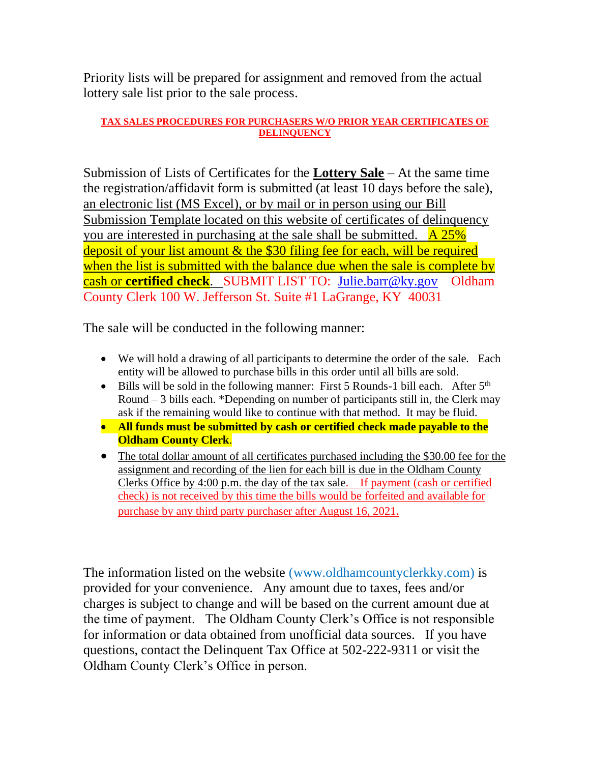Priority lists will be prepared for assignment and removed from the actual lottery sale list prior to the sale process.

**TAX SALES PROCEDURES FOR PURCHASERS W/O PRIOR YEAR CERTIFICATES OF DELINQUENCY**

Submission of Lists of Certificates for the **Lottery Sale** – At the same time the registration/affidavit form is submitted (at least 10 days before the sale), an electronic list (MS Excel), or by mail or in person using our Bill Submission Template located on this website of certificates of delinquency you are interested in purchasing at the sale shall be submitted. A 25% deposit of your list amount & the $30 filing fee for each, will be required when the list is submitted with the balance due when the sale is complete by cash or **certified check**. SUBMIT LIST TO: Julie.barr@ky.gov Oldham County Clerk 100 W. Jefferson St. Suite #1 LaGrange, KY 40031

The sale will be conducted in the following manner:

- We will hold a drawing of all participants to determine the order of the sale. Each entity will be allowed to purchase bills in this order until all bills are sold.
- Bills will be sold in the following manner: First 5 Rounds-1 bill each. After 5th Round – 3 bills each. *Depending on number of participants still in, the Clerk may ask if the remaining would like to continue with that method. It may be fluid.
- **All funds must be submitted by cash or certified check made payable to the Oldham County Clerk**.
- The total dollar amount of all certificates purchased including the $30.00 fee for the assignment and recording of the lien for each bill is due in the Oldham County Clerks Office by 4:00 p.m. the day of the tax sale. If payment (cash or certified check) is not received by this time the bills would be forfeited and available for purchase by any third party purchaser after August 16, 2021.

The information listed on the website (www.oldhamcountyclerkky.com) is provided for your convenience. Any amount due to taxes, fees and/or charges is subject to change and will be based on the current amount due at the time of payment. The Oldham County Clerk's Office is not responsible for information or data obtained from unofficial data sources. If you have questions, contact the Delinquent Tax Office at 502-222-9311 or visit the Oldham County Clerk's Office in person.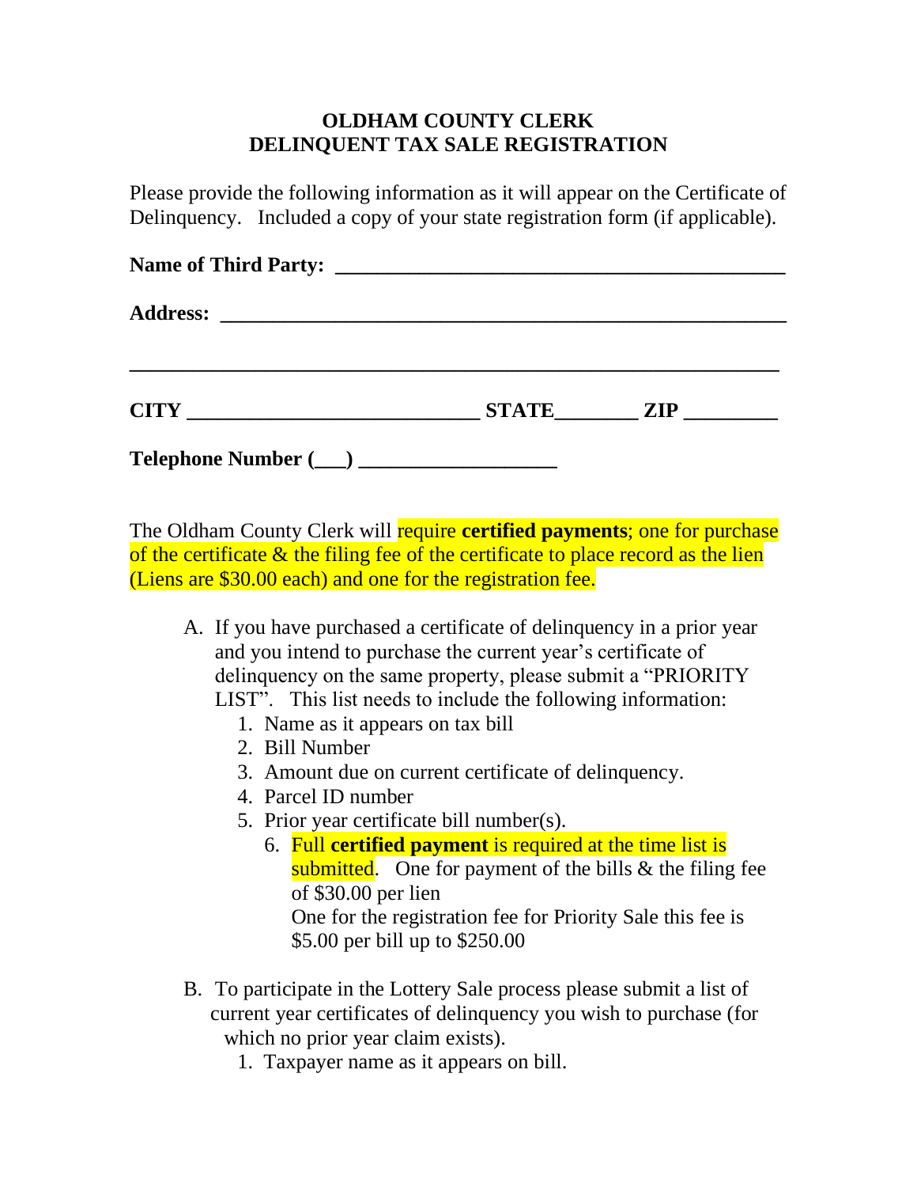**OLDHAM COUNTY CLERK**
**DELINQUENT TAX SALE REGISTRATION**

Please provide the following information as it will appear on the Certificate of Delinquency. Included a copy of your state registration form (if applicable).

**Name of Third Party:** ___________________________________________

**Address:** ______________________________________________________

_________________________________________________________________

**CITY** ___________________________ **STATE**________ **ZIP** _________

**Telephone Number (___)** ___________________

The Oldham County Clerk will require **certified payments**; one for purchase of the certificate & the filing fee of the certificate to place record as the lien (Liens are $30.00 each) and one for the registration fee.

A. If you have purchased a certificate of delinquency in a prior year and you intend to purchase the current year's certificate of delinquency on the same property, please submit a "PRIORITY LIST". This list needs to include the following information:
   1. Name as it appears on tax bill
   2. Bill Number
   3. Amount due on current certificate of delinquency.
   4. Parcel ID number
   5. Prior year certificate bill number(s).
      6. Full **certified payment** is required at the time list is submitted. One for payment of the bills & the filing fee of $30.00 per lien
         One for the registration fee for Priority Sale this fee is $5.00 per bill up to $250.00

B. To participate in the Lottery Sale process please submit a list of current year certificates of delinquency you wish to purchase (for which no prior year claim exists).
   1. Taxpayer name as it appears on bill.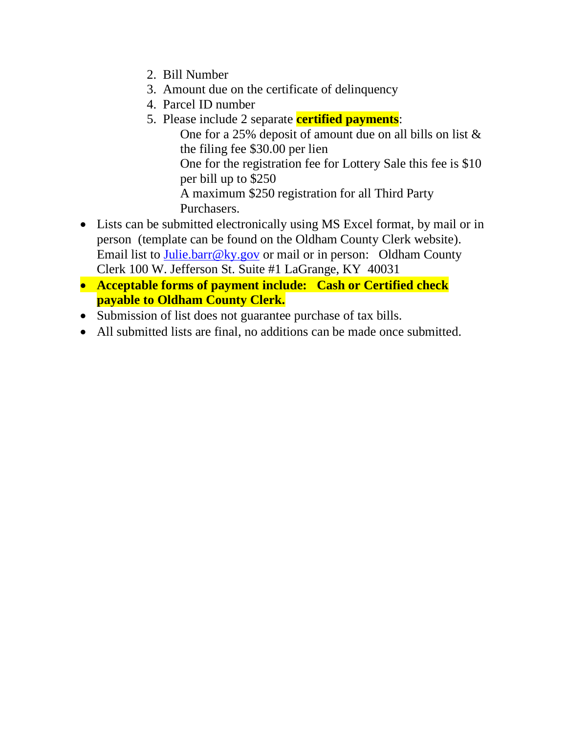2. Bill Number
3. Amount due on the certificate of delinquency
4. Parcel ID number
5. Please include 2 separate **certified payments**:

   One for a 25% deposit of amount due on all bills on list & the filing fee $30.00 per lien

   One for the registration fee for Lottery Sale this fee is $10 per bill up to $250

   A maximum $250 registration for all Third Party Purchasers.

- Lists can be submitted electronically using MS Excel format, by mail or in person (template can be found on the Oldham County Clerk website). Email list to Julie.barr@ky.gov or mail or in person: Oldham County Clerk 100 W. Jefferson St. Suite #1 LaGrange, KY 40031
- **Acceptable forms of payment include: Cash or Certified check payable to Oldham County Clerk.**
- Submission of list does not guarantee purchase of tax bills.
- All submitted lists are final, no additions can be made once submitted.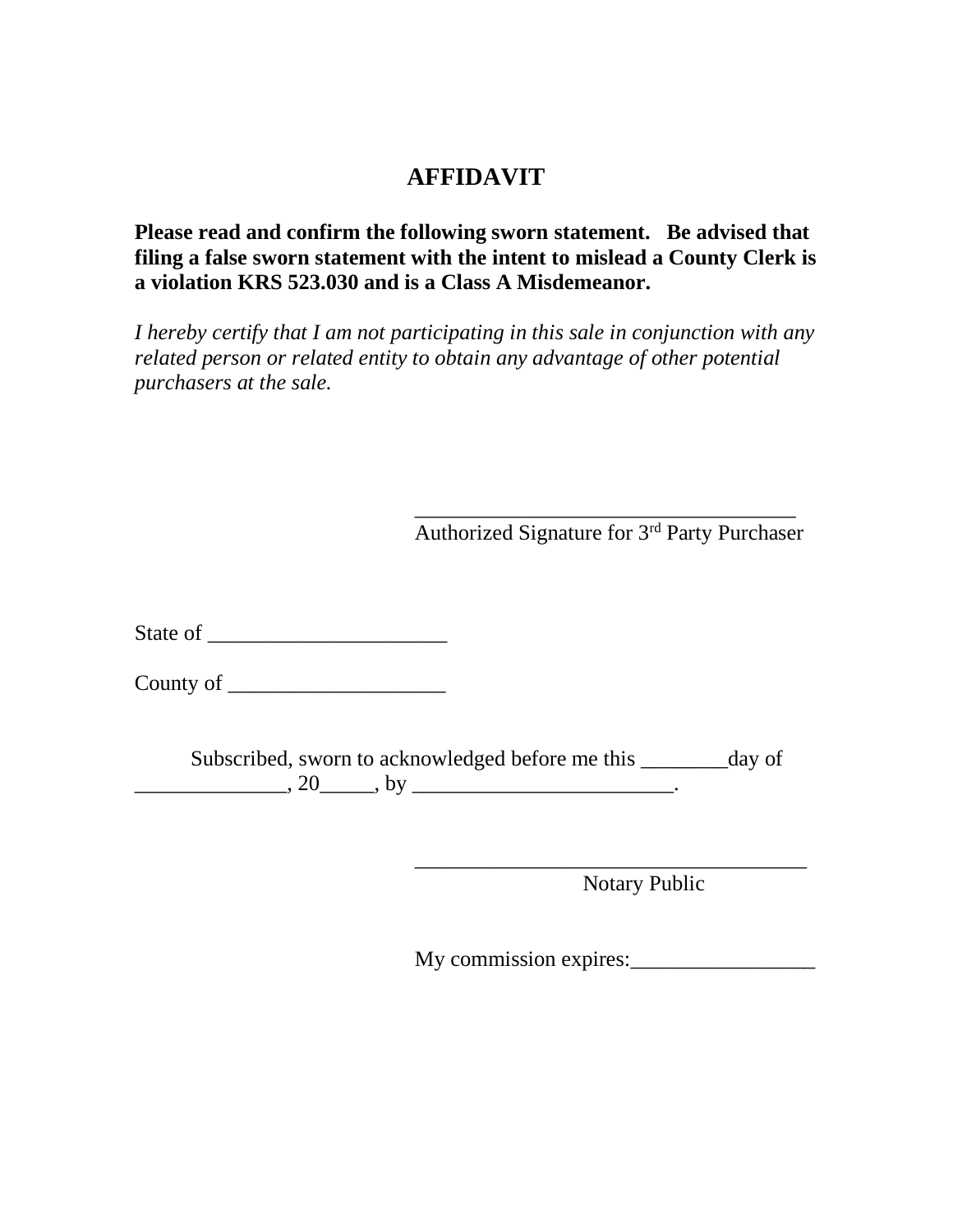# AFFIDAVIT

**Please read and confirm the following sworn statement. Be advised that filing a false sworn statement with the intent to mislead a County Clerk is a violation KRS 523.030 and is a Class A Misdemeanor.**

*I hereby certify that I am not participating in this sale in conjunction with any related person or related entity to obtain any advantage of other potential purchasers at the sale.*

____________________________________
Authorized Signature for 3rd Party Purchaser

State of ______________________

County of ____________________

Subscribed, sworn to acknowledged before me this ________day of ______________, 20_____, by ________________________.

_____________________________________
Notary Public

My commission expires:_________________